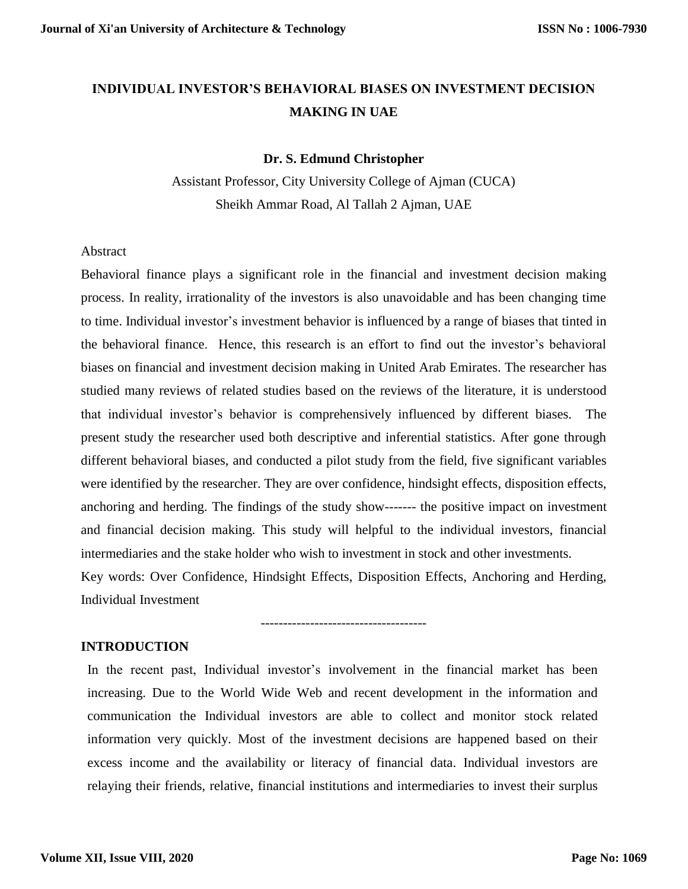# INDIVIDUAL INVESTOR'S BEHAVIORAL BIASES ON INVESTMENT DECISION MAKING IN UAE

**Dr. S. Edmund Christopher**

Assistant Professor, City University College of Ajman (CUCA)

Sheikh Ammar Road, Al Tallah 2 Ajman, UAE

Abstract

Behavioral finance plays a significant role in the financial and investment decision making process. In reality, irrationality of the investors is also unavoidable and has been changing time to time. Individual investor's investment behavior is influenced by a range of biases that tinted in the behavioral finance. Hence, this research is an effort to find out the investor's behavioral biases on financial and investment decision making in United Arab Emirates. The researcher has studied many reviews of related studies based on the reviews of the literature, it is understood that individual investor's behavior is comprehensively influenced by different biases. The present study the researcher used both descriptive and inferential statistics. After gone through different behavioral biases, and conducted a pilot study from the field, five significant variables were identified by the researcher. They are over confidence, hindsight effects, disposition effects, anchoring and herding. The findings of the study show------- the positive impact on investment and financial decision making. This study will helpful to the individual investors, financial intermediaries and the stake holder who wish to investment in stock and other investments.

Key words: Over Confidence, Hindsight Effects, Disposition Effects, Anchoring and Herding, Individual Investment

-------------------------------------

## INTRODUCTION

In the recent past, Individual investor's involvement in the financial market has been increasing. Due to the World Wide Web and recent development in the information and communication the Individual investors are able to collect and monitor stock related information very quickly. Most of the investment decisions are happened based on their excess income and the availability or literacy of financial data. Individual investors are relaying their friends, relative, financial institutions and intermediaries to invest their surplus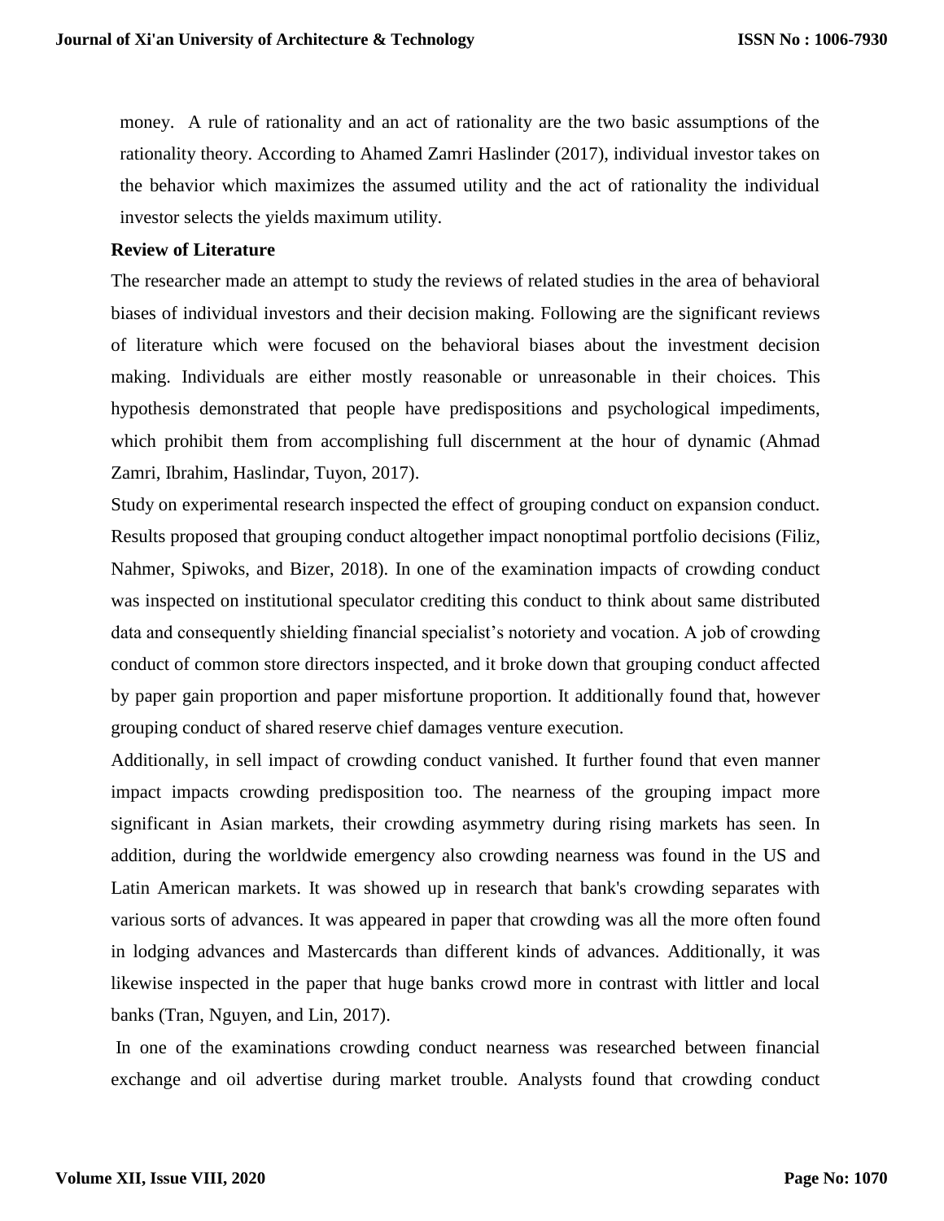money. A rule of rationality and an act of rationality are the two basic assumptions of the rationality theory. According to Ahamed Zamri Haslinder (2017), individual investor takes on the behavior which maximizes the assumed utility and the act of rationality the individual investor selects the yields maximum utility.

## Review of Literature

The researcher made an attempt to study the reviews of related studies in the area of behavioral biases of individual investors and their decision making. Following are the significant reviews of literature which were focused on the behavioral biases about the investment decision making. Individuals are either mostly reasonable or unreasonable in their choices. This hypothesis demonstrated that people have predispositions and psychological impediments, which prohibit them from accomplishing full discernment at the hour of dynamic (Ahmad Zamri, Ibrahim, Haslindar, Tuyon, 2017).

Study on experimental research inspected the effect of grouping conduct on expansion conduct. Results proposed that grouping conduct altogether impact nonoptimal portfolio decisions (Filiz, Nahmer, Spiwoks, and Bizer, 2018). In one of the examination impacts of crowding conduct was inspected on institutional speculator crediting this conduct to think about same distributed data and consequently shielding financial specialist's notoriety and vocation. A job of crowding conduct of common store directors inspected, and it broke down that grouping conduct affected by paper gain proportion and paper misfortune proportion. It additionally found that, however grouping conduct of shared reserve chief damages venture execution.

Additionally, in sell impact of crowding conduct vanished. It further found that even manner impact impacts crowding predisposition too. The nearness of the grouping impact more significant in Asian markets, their crowding asymmetry during rising markets has seen. In addition, during the worldwide emergency also crowding nearness was found in the US and Latin American markets. It was showed up in research that bank's crowding separates with various sorts of advances. It was appeared in paper that crowding was all the more often found in lodging advances and Mastercards than different kinds of advances. Additionally, it was likewise inspected in the paper that huge banks crowd more in contrast with littler and local banks (Tran, Nguyen, and Lin, 2017).

In one of the examinations crowding conduct nearness was researched between financial exchange and oil advertise during market trouble. Analysts found that crowding conduct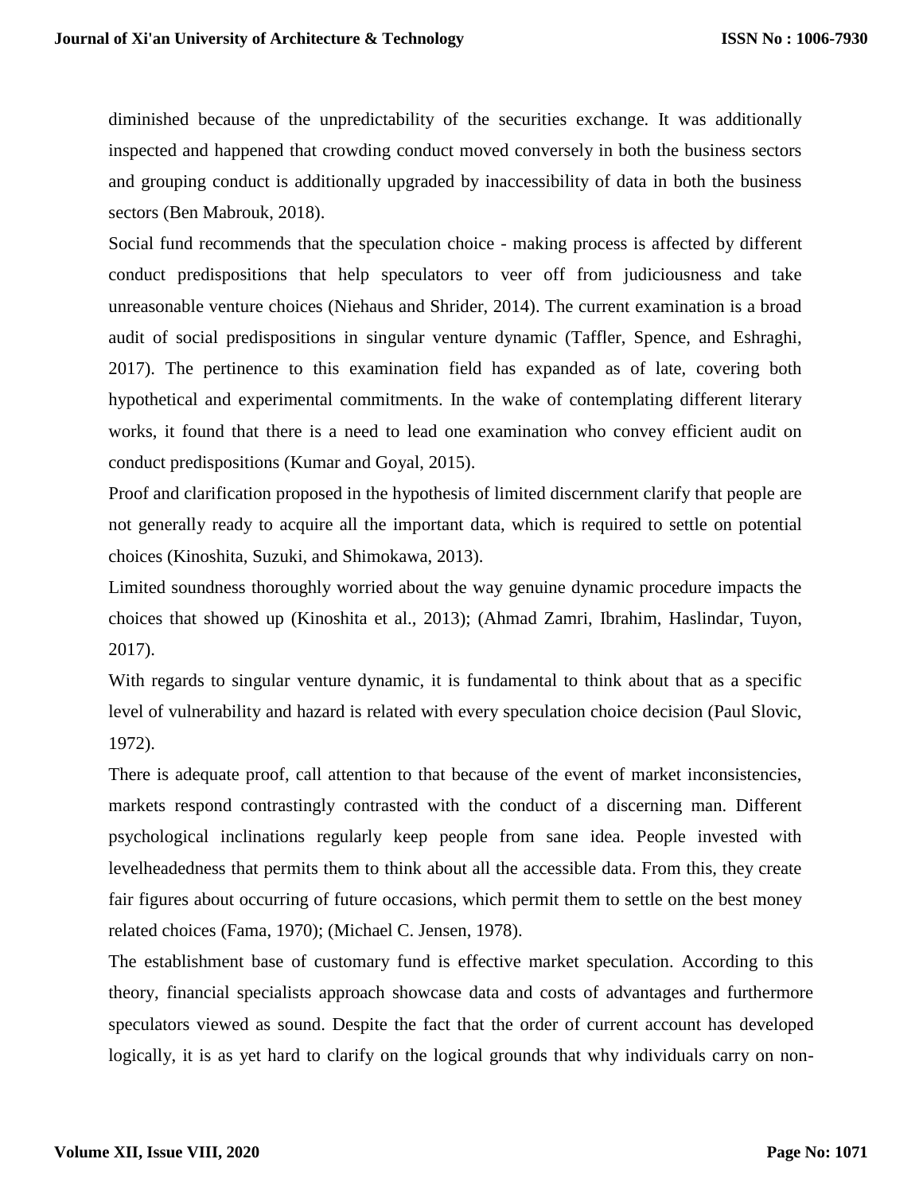diminished because of the unpredictability of the securities exchange. It was additionally inspected and happened that crowding conduct moved conversely in both the business sectors and grouping conduct is additionally upgraded by inaccessibility of data in both the business sectors (Ben Mabrouk, 2018).

Social fund recommends that the speculation choice - making process is affected by different conduct predispositions that help speculators to veer off from judiciousness and take unreasonable venture choices (Niehaus and Shrider, 2014). The current examination is a broad audit of social predispositions in singular venture dynamic (Taffler, Spence, and Eshraghi, 2017). The pertinence to this examination field has expanded as of late, covering both hypothetical and experimental commitments. In the wake of contemplating different literary works, it found that there is a need to lead one examination who convey efficient audit on conduct predispositions (Kumar and Goyal, 2015).

Proof and clarification proposed in the hypothesis of limited discernment clarify that people are not generally ready to acquire all the important data, which is required to settle on potential choices (Kinoshita, Suzuki, and Shimokawa, 2013).

Limited soundness thoroughly worried about the way genuine dynamic procedure impacts the choices that showed up (Kinoshita et al., 2013); (Ahmad Zamri, Ibrahim, Haslindar, Tuyon, 2017).

With regards to singular venture dynamic, it is fundamental to think about that as a specific level of vulnerability and hazard is related with every speculation choice decision (Paul Slovic, 1972).

There is adequate proof, call attention to that because of the event of market inconsistencies, markets respond contrastingly contrasted with the conduct of a discerning man. Different psychological inclinations regularly keep people from sane idea. People invested with levelheadedness that permits them to think about all the accessible data. From this, they create fair figures about occurring of future occasions, which permit them to settle on the best money related choices (Fama, 1970); (Michael C. Jensen, 1978).

The establishment base of customary fund is effective market speculation. According to this theory, financial specialists approach showcase data and costs of advantages and furthermore speculators viewed as sound. Despite the fact that the order of current account has developed logically, it is as yet hard to clarify on the logical grounds that why individuals carry on non-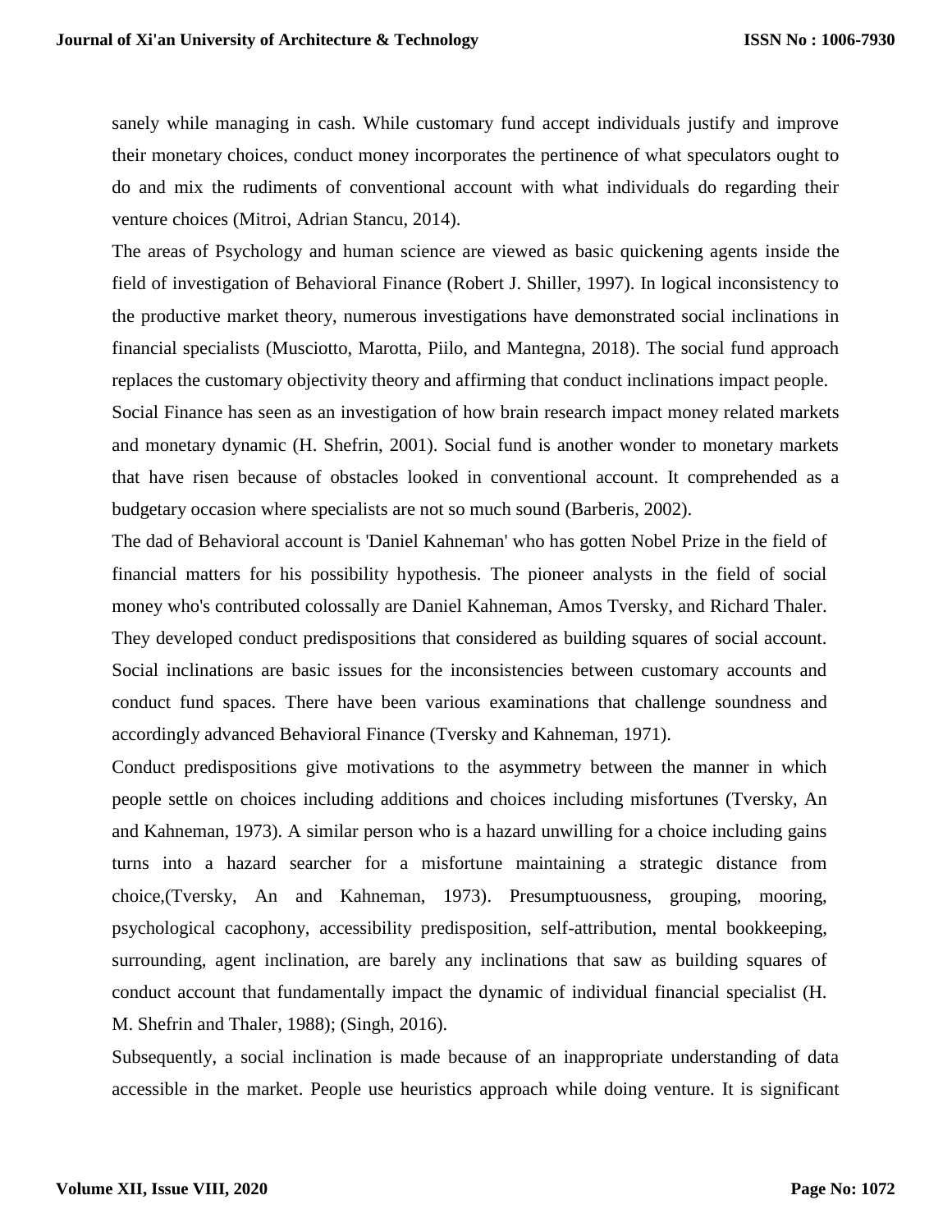sanely while managing in cash. While customary fund accept individuals justify and improve their monetary choices, conduct money incorporates the pertinence of what speculators ought to do and mix the rudiments of conventional account with what individuals do regarding their venture choices (Mitroi, Adrian Stancu, 2014).

The areas of Psychology and human science are viewed as basic quickening agents inside the field of investigation of Behavioral Finance (Robert J. Shiller, 1997). In logical inconsistency to the productive market theory, numerous investigations have demonstrated social inclinations in financial specialists (Musciotto, Marotta, Piilo, and Mantegna, 2018). The social fund approach replaces the customary objectivity theory and affirming that conduct inclinations impact people.

Social Finance has seen as an investigation of how brain research impact money related markets and monetary dynamic (H. Shefrin, 2001). Social fund is another wonder to monetary markets that have risen because of obstacles looked in conventional account. It comprehended as a budgetary occasion where specialists are not so much sound (Barberis, 2002).

The dad of Behavioral account is 'Daniel Kahneman' who has gotten Nobel Prize in the field of financial matters for his possibility hypothesis. The pioneer analysts in the field of social money who's contributed colossally are Daniel Kahneman, Amos Tversky, and Richard Thaler. They developed conduct predispositions that considered as building squares of social account. Social inclinations are basic issues for the inconsistencies between customary accounts and conduct fund spaces. There have been various examinations that challenge soundness and accordingly advanced Behavioral Finance (Tversky and Kahneman, 1971).

Conduct predispositions give motivations to the asymmetry between the manner in which people settle on choices including additions and choices including misfortunes (Tversky, An and Kahneman, 1973). A similar person who is a hazard unwilling for a choice including gains turns into a hazard searcher for a misfortune maintaining a strategic distance from choice,(Tversky, An and Kahneman, 1973). Presumptuousness, grouping, mooring, psychological cacophony, accessibility predisposition, self-attribution, mental bookkeeping, surrounding, agent inclination, are barely any inclinations that saw as building squares of conduct account that fundamentally impact the dynamic of individual financial specialist (H. M. Shefrin and Thaler, 1988); (Singh, 2016).

Subsequently, a social inclination is made because of an inappropriate understanding of data accessible in the market. People use heuristics approach while doing venture. It is significant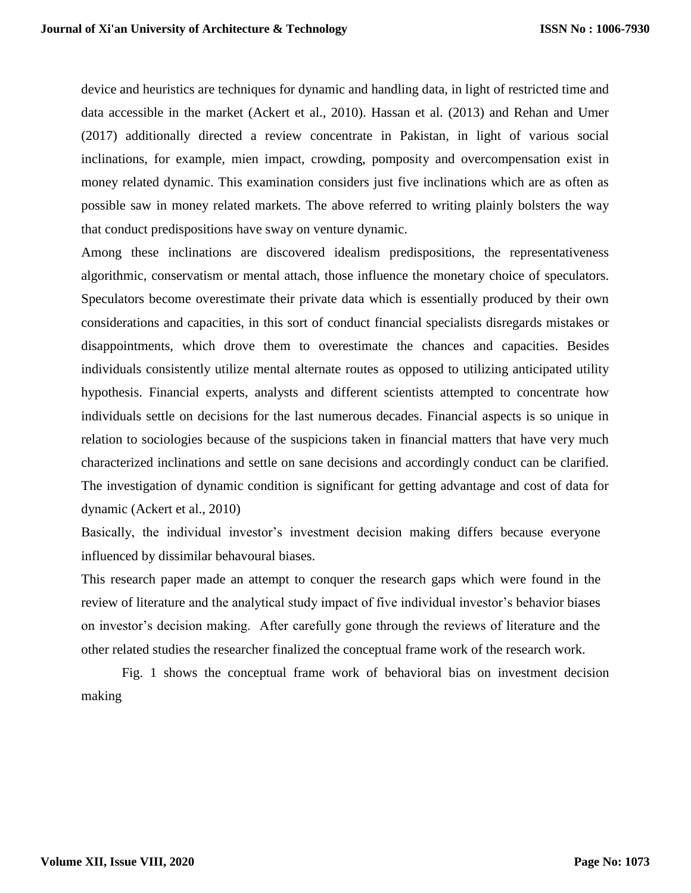device and heuristics are techniques for dynamic and handling data, in light of restricted time and data accessible in the market (Ackert et al., 2010). Hassan et al. (2013) and Rehan and Umer (2017) additionally directed a review concentrate in Pakistan, in light of various social inclinations, for example, mien impact, crowding, pomposity and overcompensation exist in money related dynamic. This examination considers just five inclinations which are as often as possible saw in money related markets. The above referred to writing plainly bolsters the way that conduct predispositions have sway on venture dynamic.

Among these inclinations are discovered idealism predispositions, the representativeness algorithmic, conservatism or mental attach, those influence the monetary choice of speculators. Speculators become overestimate their private data which is essentially produced by their own considerations and capacities, in this sort of conduct financial specialists disregards mistakes or disappointments, which drove them to overestimate the chances and capacities. Besides individuals consistently utilize mental alternate routes as opposed to utilizing anticipated utility hypothesis. Financial experts, analysts and different scientists attempted to concentrate how individuals settle on decisions for the last numerous decades. Financial aspects is so unique in relation to sociologies because of the suspicions taken in financial matters that have very much characterized inclinations and settle on sane decisions and accordingly conduct can be clarified. The investigation of dynamic condition is significant for getting advantage and cost of data for dynamic (Ackert et al., 2010)

Basically, the individual investor's investment decision making differs because everyone influenced by dissimilar behavoural biases.

This research paper made an attempt to conquer the research gaps which were found in the review of literature and the analytical study impact of five individual investor's behavior biases on investor's decision making. After carefully gone through the reviews of literature and the other related studies the researcher finalized the conceptual frame work of the research work.

Fig. 1 shows the conceptual frame work of behavioral bias on investment decision making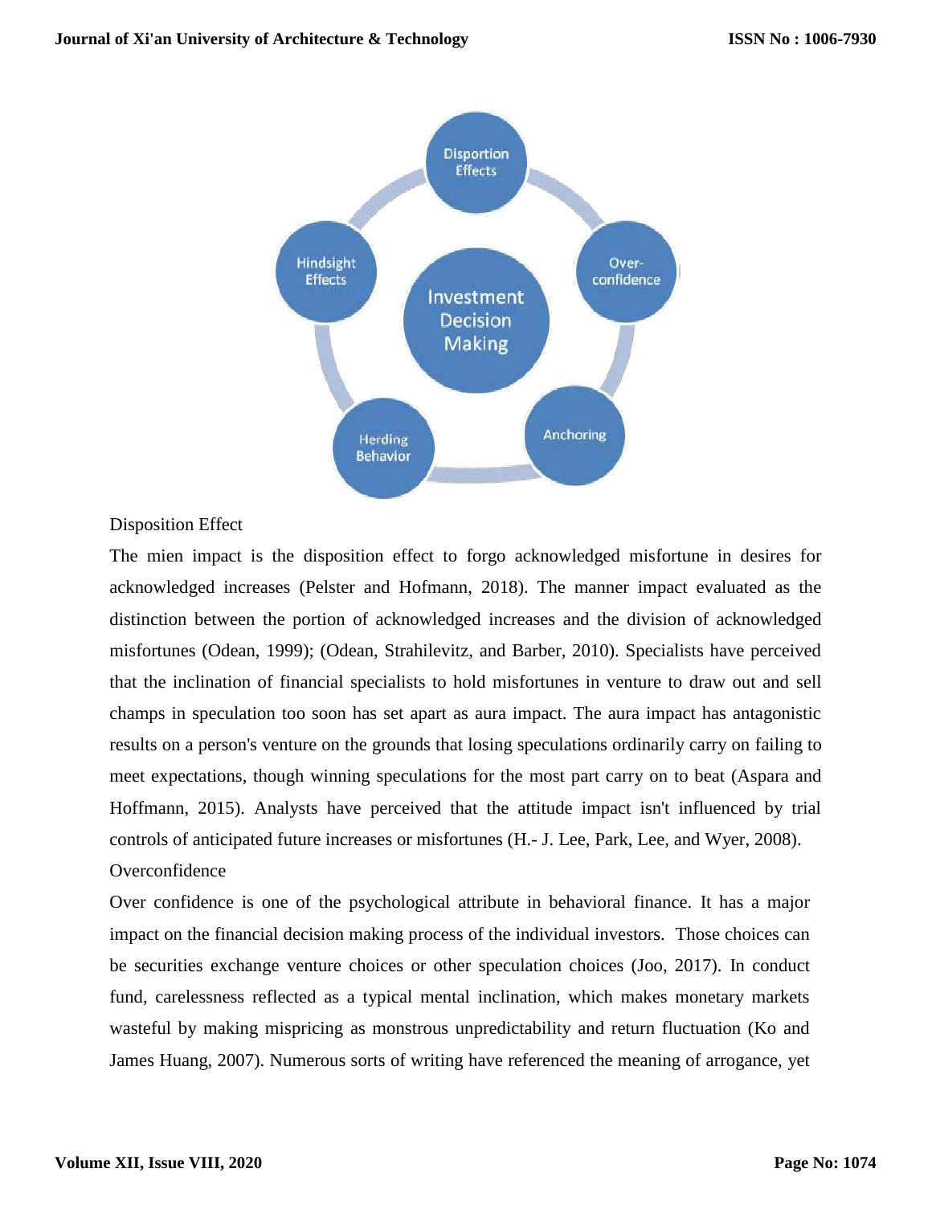Disposition Effect

The mien impact is the disposition effect to forgo acknowledged misfortune in desires for acknowledged increases (Pelster and Hofmann, 2018). The manner impact evaluated as the distinction between the portion of acknowledged increases and the division of acknowledged misfortunes (Odean, 1999); (Odean, Strahilevitz, and Barber, 2010). Specialists have perceived that the inclination of financial specialists to hold misfortunes in venture to draw out and sell champs in speculation too soon has set apart as aura impact. The aura impact has antagonistic results on a person's venture on the grounds that losing speculations ordinarily carry on failing to meet expectations, though winning speculations for the most part carry on to beat (Aspara and Hoffmann, 2015). Analysts have perceived that the attitude impact isn't influenced by trial controls of anticipated future increases or misfortunes (H.- J. Lee, Park, Lee, and Wyer, 2008).

Overconfidence

Over confidence is one of the psychological attribute in behavioral finance. It has a major impact on the financial decision making process of the individual investors. Those choices can be securities exchange venture choices or other speculation choices (Joo, 2017). In conduct fund, carelessness reflected as a typical mental inclination, which makes monetary markets wasteful by making mispricing as monstrous unpredictability and return fluctuation (Ko and James Huang, 2007). Numerous sorts of writing have referenced the meaning of arrogance, yet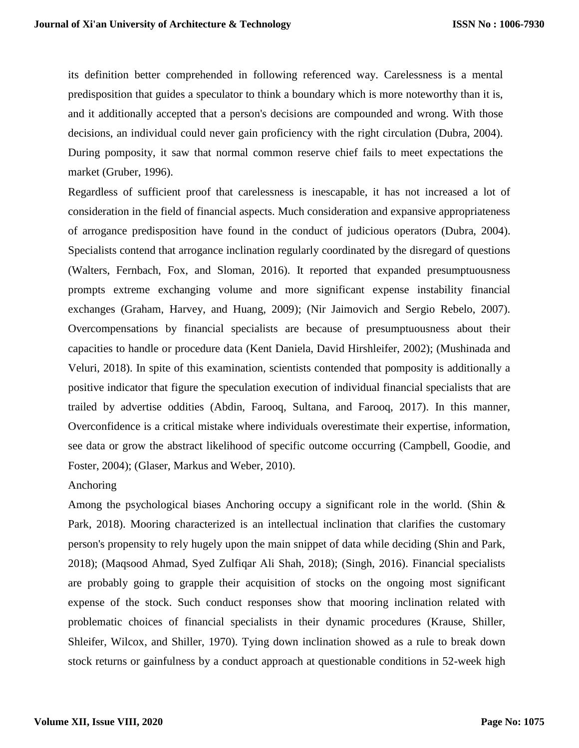its definition better comprehended in following referenced way. Carelessness is a mental predisposition that guides a speculator to think a boundary which is more noteworthy than it is, and it additionally accepted that a person's decisions are compounded and wrong. With those decisions, an individual could never gain proficiency with the right circulation (Dubra, 2004). During pomposity, it saw that normal common reserve chief fails to meet expectations the market (Gruber, 1996).

Regardless of sufficient proof that carelessness is inescapable, it has not increased a lot of consideration in the field of financial aspects. Much consideration and expansive appropriateness of arrogance predisposition have found in the conduct of judicious operators (Dubra, 2004). Specialists contend that arrogance inclination regularly coordinated by the disregard of questions (Walters, Fernbach, Fox, and Sloman, 2016). It reported that expanded presumptuousness prompts extreme exchanging volume and more significant expense instability financial exchanges (Graham, Harvey, and Huang, 2009); (Nir Jaimovich and Sergio Rebelo, 2007). Overcompensations by financial specialists are because of presumptuousness about their capacities to handle or procedure data (Kent Daniela, David Hirshleifer, 2002); (Mushinada and Veluri, 2018). In spite of this examination, scientists contended that pomposity is additionally a positive indicator that figure the speculation execution of individual financial specialists that are trailed by advertise oddities (Abdin, Farooq, Sultana, and Farooq, 2017). In this manner, Overconfidence is a critical mistake where individuals overestimate their expertise, information, see data or grow the abstract likelihood of specific outcome occurring (Campbell, Goodie, and Foster, 2004); (Glaser, Markus and Weber, 2010).

Anchoring

Among the psychological biases Anchoring occupy a significant role in the world. (Shin & Park, 2018). Mooring characterized is an intellectual inclination that clarifies the customary person's propensity to rely hugely upon the main snippet of data while deciding (Shin and Park, 2018); (Maqsood Ahmad, Syed Zulfiqar Ali Shah, 2018); (Singh, 2016). Financial specialists are probably going to grapple their acquisition of stocks on the ongoing most significant expense of the stock. Such conduct responses show that mooring inclination related with problematic choices of financial specialists in their dynamic procedures (Krause, Shiller, Shleifer, Wilcox, and Shiller, 1970). Tying down inclination showed as a rule to break down stock returns or gainfulness by a conduct approach at questionable conditions in 52-week high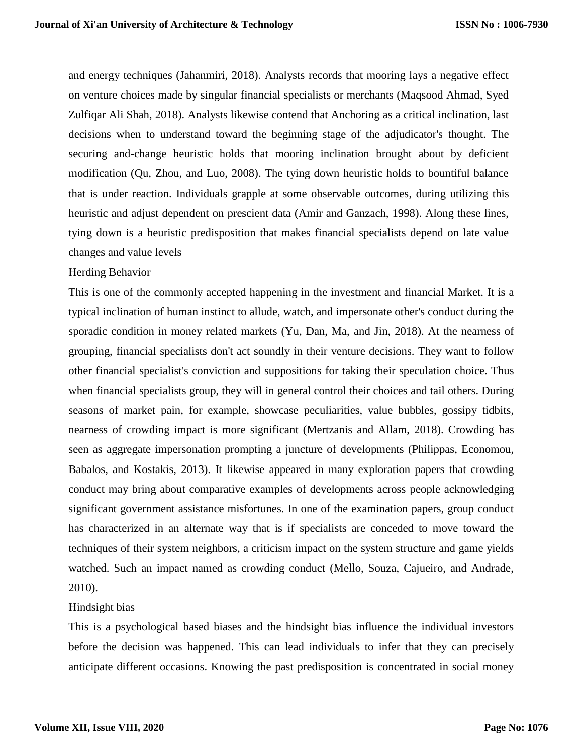and energy techniques (Jahanmiri, 2018). Analysts records that mooring lays a negative effect on venture choices made by singular financial specialists or merchants (Maqsood Ahmad, Syed Zulfiqar Ali Shah, 2018). Analysts likewise contend that Anchoring as a critical inclination, last decisions when to understand toward the beginning stage of the adjudicator's thought. The securing and-change heuristic holds that mooring inclination brought about by deficient modification (Qu, Zhou, and Luo, 2008). The tying down heuristic holds to bountiful balance that is under reaction. Individuals grapple at some observable outcomes, during utilizing this heuristic and adjust dependent on prescient data (Amir and Ganzach, 1998). Along these lines, tying down is a heuristic predisposition that makes financial specialists depend on late value changes and value levels

Herding Behavior

This is one of the commonly accepted happening in the investment and financial Market. It is a typical inclination of human instinct to allude, watch, and impersonate other's conduct during the sporadic condition in money related markets (Yu, Dan, Ma, and Jin, 2018). At the nearness of grouping, financial specialists don't act soundly in their venture decisions. They want to follow other financial specialist's conviction and suppositions for taking their speculation choice. Thus when financial specialists group, they will in general control their choices and tail others. During seasons of market pain, for example, showcase peculiarities, value bubbles, gossipy tidbits, nearness of crowding impact is more significant (Mertzanis and Allam, 2018). Crowding has seen as aggregate impersonation prompting a juncture of developments (Philippas, Economou, Babalos, and Kostakis, 2013). It likewise appeared in many exploration papers that crowding conduct may bring about comparative examples of developments across people acknowledging significant government assistance misfortunes. In one of the examination papers, group conduct has characterized in an alternate way that is if specialists are conceded to move toward the techniques of their system neighbors, a criticism impact on the system structure and game yields watched. Such an impact named as crowding conduct (Mello, Souza, Cajueiro, and Andrade, 2010).

Hindsight bias

This is a psychological based biases and the hindsight bias influence the individual investors before the decision was happened. This can lead individuals to infer that they can precisely anticipate different occasions. Knowing the past predisposition is concentrated in social money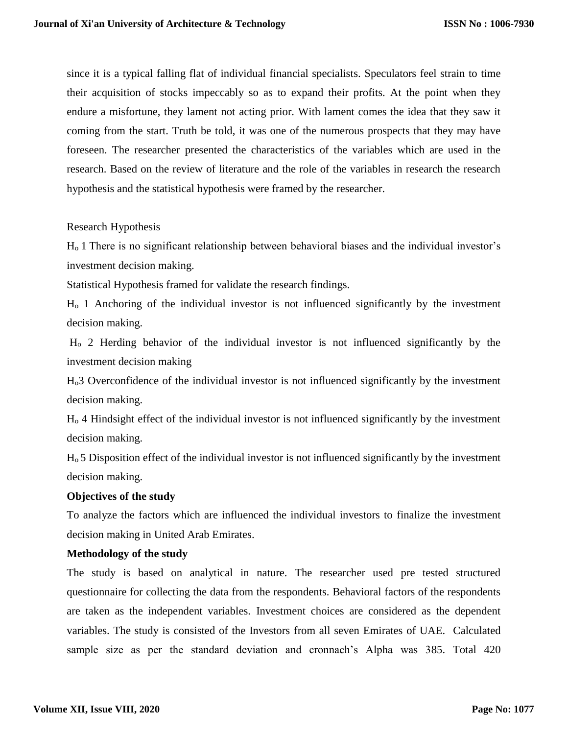since it is a typical falling flat of individual financial specialists. Speculators feel strain to time their acquisition of stocks impeccably so as to expand their profits. At the point when they endure a misfortune, they lament not acting prior. With lament comes the idea that they saw it coming from the start. Truth be told, it was one of the numerous prospects that they may have foreseen. The researcher presented the characteristics of the variables which are used in the research. Based on the review of literature and the role of the variables in research the research hypothesis and the statistical hypothesis were framed by the researcher.

Research Hypothesis

$H_o$ 1 There is no significant relationship between behavioral biases and the individual investor's investment decision making.

Statistical Hypothesis framed for validate the research findings.

$H_o$ 1 Anchoring of the individual investor is not influenced significantly by the investment decision making.

$H_o$ 2 Herding behavior of the individual investor is not influenced significantly by the investment decision making

$H_o$3 Overconfidence of the individual investor is not influenced significantly by the investment decision making.

$H_o$ 4 Hindsight effect of the individual investor is not influenced significantly by the investment decision making.

$H_o$ 5 Disposition effect of the individual investor is not influenced significantly by the investment decision making.

**Objectives of the study**

To analyze the factors which are influenced the individual investors to finalize the investment decision making in United Arab Emirates.

**Methodology of the study**

The study is based on analytical in nature. The researcher used pre tested structured questionnaire for collecting the data from the respondents. Behavioral factors of the respondents are taken as the independent variables. Investment choices are considered as the dependent variables. The study is consisted of the Investors from all seven Emirates of UAE. Calculated sample size as per the standard deviation and cronnach's Alpha was 385. Total 420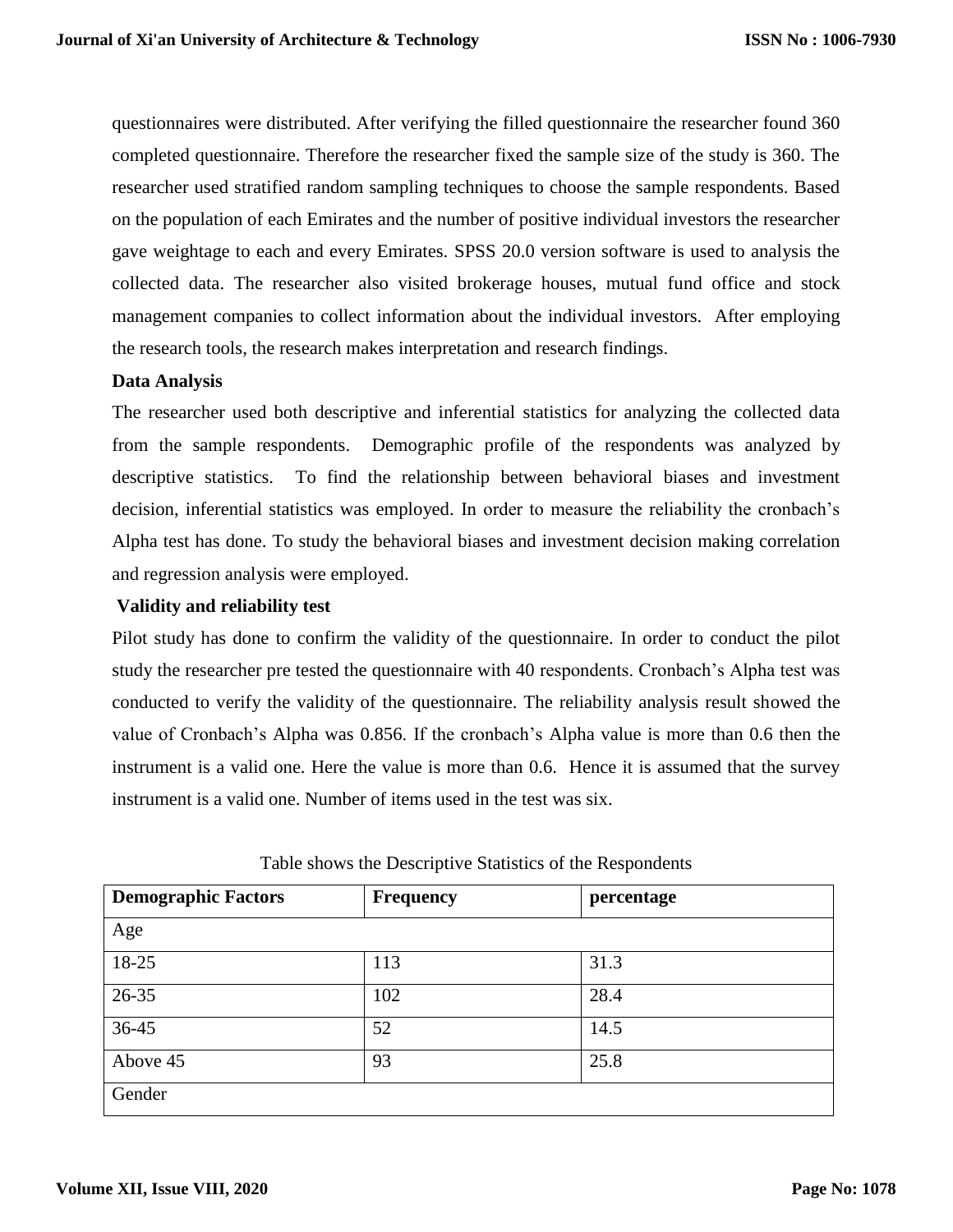questionnaires were distributed. After verifying the filled questionnaire the researcher found 360 completed questionnaire. Therefore the researcher fixed the sample size of the study is 360. The researcher used stratified random sampling techniques to choose the sample respondents. Based on the population of each Emirates and the number of positive individual investors the researcher gave weightage to each and every Emirates. SPSS 20.0 version software is used to analysis the collected data. The researcher also visited brokerage houses, mutual fund office and stock management companies to collect information about the individual investors. After employing the research tools, the research makes interpretation and research findings.

**Data Analysis**

The researcher used both descriptive and inferential statistics for analyzing the collected data from the sample respondents. Demographic profile of the respondents was analyzed by descriptive statistics. To find the relationship between behavioral biases and investment decision, inferential statistics was employed. In order to measure the reliability the cronbach's Alpha test has done. To study the behavioral biases and investment decision making correlation and regression analysis were employed.

**Validity and reliability test**

Pilot study has done to confirm the validity of the questionnaire. In order to conduct the pilot study the researcher pre tested the questionnaire with 40 respondents. Cronbach's Alpha test was conducted to verify the validity of the questionnaire. The reliability analysis result showed the value of Cronbach's Alpha was 0.856. If the cronbach's Alpha value is more than 0.6 then the instrument is a valid one. Here the value is more than 0.6. Hence it is assumed that the survey instrument is a valid one. Number of items used in the test was six.

Table shows the Descriptive Statistics of the Respondents

| Demographic Factors | Frequency | percentage |
|---|---|---|
| Age | | |
| 18-25 | 113 | 31.3 |
| 26-35 | 102 | 28.4 |
| 36-45 | 52 | 14.5 |
| Above 45 | 93 | 25.8 |
| Gender | | |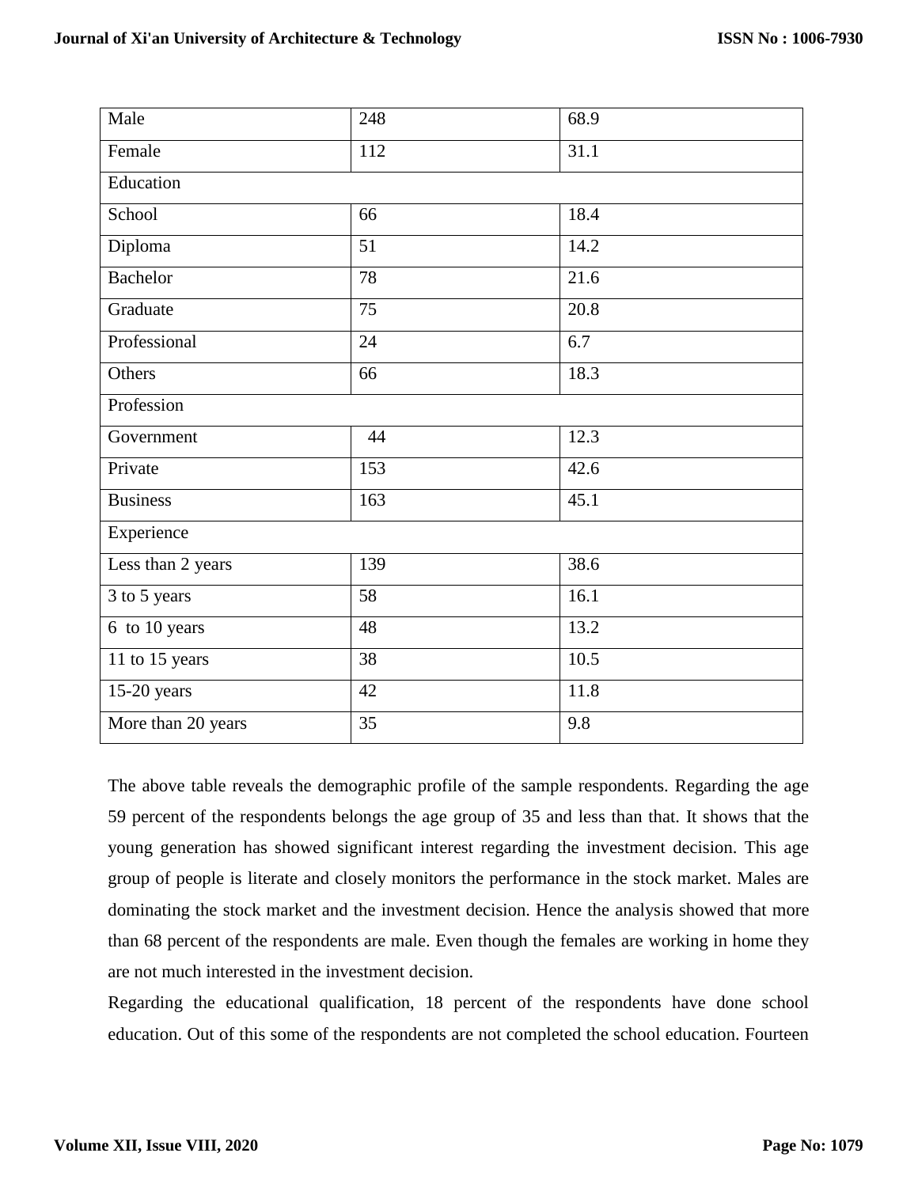| Male | 248 | 68.9 |
|---|---|---|
| Female | 112 | 31.1 |
| Education | | |
| School | 66 | 18.4 |
| Diploma | 51 | 14.2 |
| Bachelor | 78 | 21.6 |
| Graduate | 75 | 20.8 |
| Professional | 24 | 6.7 |
| Others | 66 | 18.3 |
| Profession | | |
| Government | 44 | 12.3 |
| Private | 153 | 42.6 |
| Business | 163 | 45.1 |
| Experience | | |
| Less than 2 years | 139 | 38.6 |
| 3 to 5 years | 58 | 16.1 |
| 6 to 10 years | 48 | 13.2 |
| 11 to 15 years | 38 | 10.5 |
| 15-20 years | 42 | 11.8 |
| More than 20 years | 35 | 9.8 |

The above table reveals the demographic profile of the sample respondents. Regarding the age 59 percent of the respondents belongs the age group of 35 and less than that. It shows that the young generation has showed significant interest regarding the investment decision. This age group of people is literate and closely monitors the performance in the stock market. Males are dominating the stock market and the investment decision. Hence the analysis showed that more than 68 percent of the respondents are male. Even though the females are working in home they are not much interested in the investment decision.

Regarding the educational qualification, 18 percent of the respondents have done school education. Out of this some of the respondents are not completed the school education. Fourteen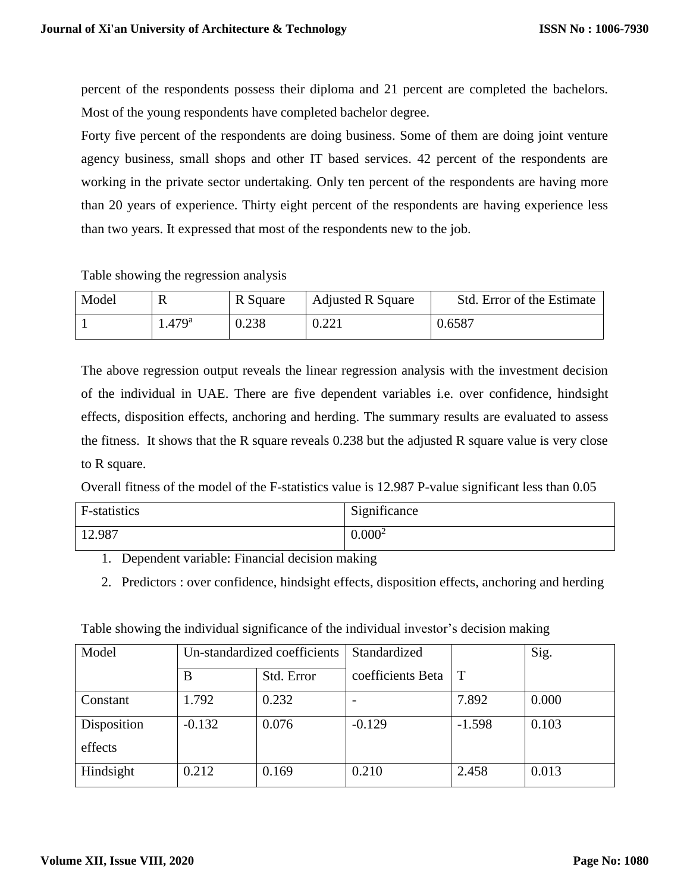percent of the respondents possess their diploma and 21 percent are completed the bachelors. Most of the young respondents have completed bachelor degree.

Forty five percent of the respondents are doing business. Some of them are doing joint venture agency business, small shops and other IT based services. 42 percent of the respondents are working in the private sector undertaking. Only ten percent of the respondents are having more than 20 years of experience. Thirty eight percent of the respondents are having experience less than two years. It expressed that most of the respondents new to the job.

Table showing the regression analysis

| Model | R | R Square | Adjusted R Square | Std. Error of the Estimate |
|---|---|---|---|---|
| 1 | 1.479[a] | 0.238 | 0.221 | 0.6587 |

The above regression output reveals the linear regression analysis with the investment decision of the individual in UAE. There are five dependent variables i.e. over confidence, hindsight effects, disposition effects, anchoring and herding. The summary results are evaluated to assess the fitness. It shows that the R square reveals 0.238 but the adjusted R square value is very close to R square.

Overall fitness of the model of the F-statistics value is 12.987 P-value significant less than 0.05

| F-statistics | Significance |
|---|---|
| 12.987 | 0.000[2] |

1. Dependent variable: Financial decision making
2. Predictors : over confidence, hindsight effects, disposition effects, anchoring and herding

Table showing the individual significance of the individual investor's decision making

| Model | Un-standardized coefficients | | Standardized coefficients Beta | T | Sig. |
|---|---|---|---|---|---|
| | B | Std. Error | | | |
| Constant | 1.792 | 0.232 | - | 7.892 | 0.000 |
| Disposition effects | -0.132 | 0.076 | -0.129 | -1.598 | 0.103 |
| Hindsight | 0.212 | 0.169 | 0.210 | 2.458 | 0.013 |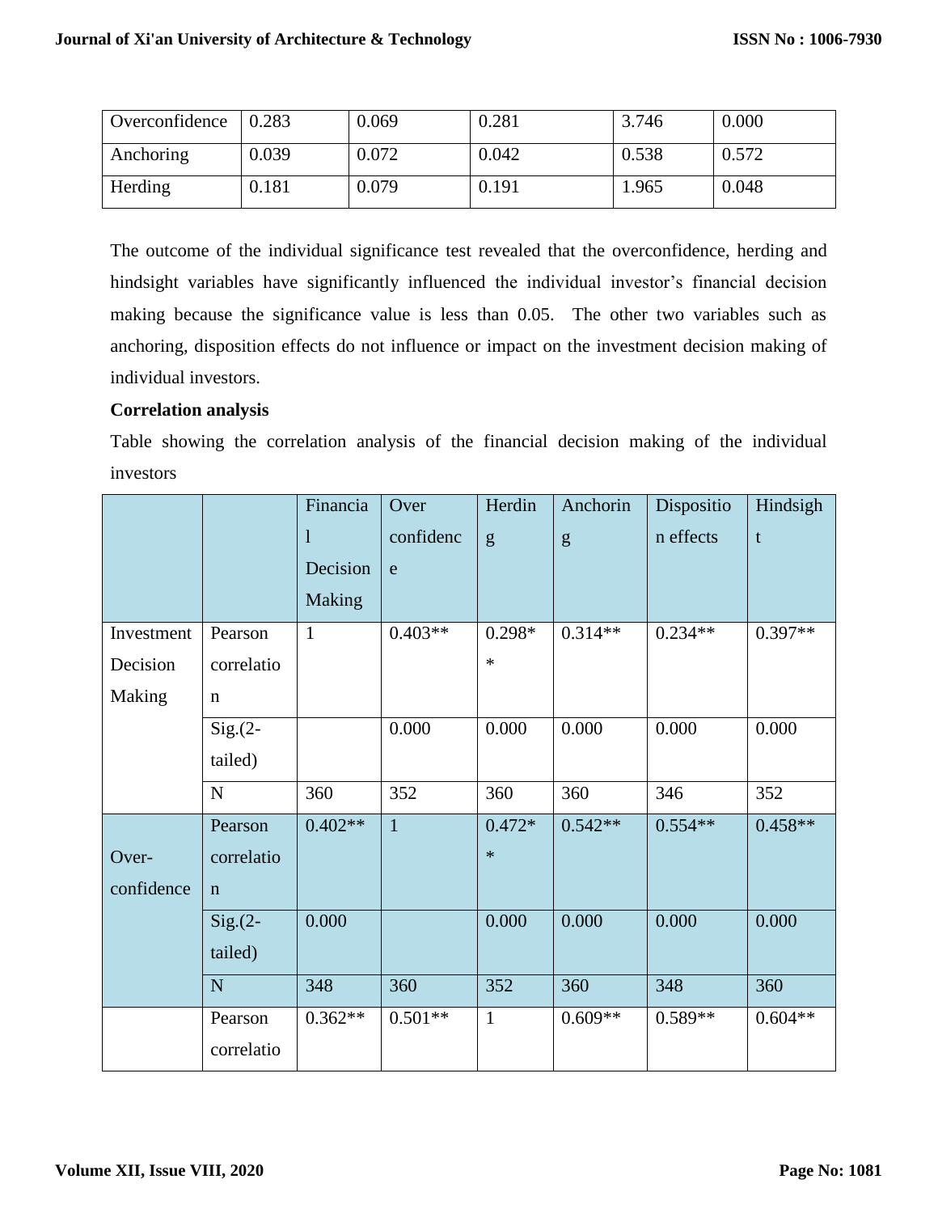| Overconfidence | 0.283 | 0.069 | 0.281 | 3.746 | 0.000 |
|---|---|---|---|---|---|
| Anchoring | 0.039 | 0.072 | 0.042 | 0.538 | 0.572 |
| Herding | 0.181 | 0.079 | 0.191 | 1.965 | 0.048 |

The outcome of the individual significance test revealed that the overconfidence, herding and hindsight variables have significantly influenced the individual investor's financial decision making because the significance value is less than 0.05. The other two variables such as anchoring, disposition effects do not influence or impact on the investment decision making of individual investors.

**Correlation analysis**

Table showing the correlation analysis of the financial decision making of the individual investors

| | | Financial Decision Making | Over confidence | Herding | Anchoring | Disposition effects | Hindsight |
|---|---|---|---|---|---|---|---|
| Investment Decision Making | Pearson correlation | 1 | 0.403** | 0.298** | 0.314** | 0.234** | 0.397** |
| | Sig.(2-tailed) | | 0.000 | 0.000 | 0.000 | 0.000 | 0.000 |
| | N | 360 | 352 | 360 | 360 | 346 | 352 |
| Over-confidence | Pearson correlation | 0.402** | 1 | 0.472** | 0.542** | 0.554** | 0.458** |
| | Sig.(2-tailed) | 0.000 | | 0.000 | 0.000 | 0.000 | 0.000 |
| | N | 348 | 360 | 352 | 360 | 348 | 360 |
| | Pearson correlatio | 0.362** | 0.501** | 1 | 0.609** | 0.589** | 0.604** |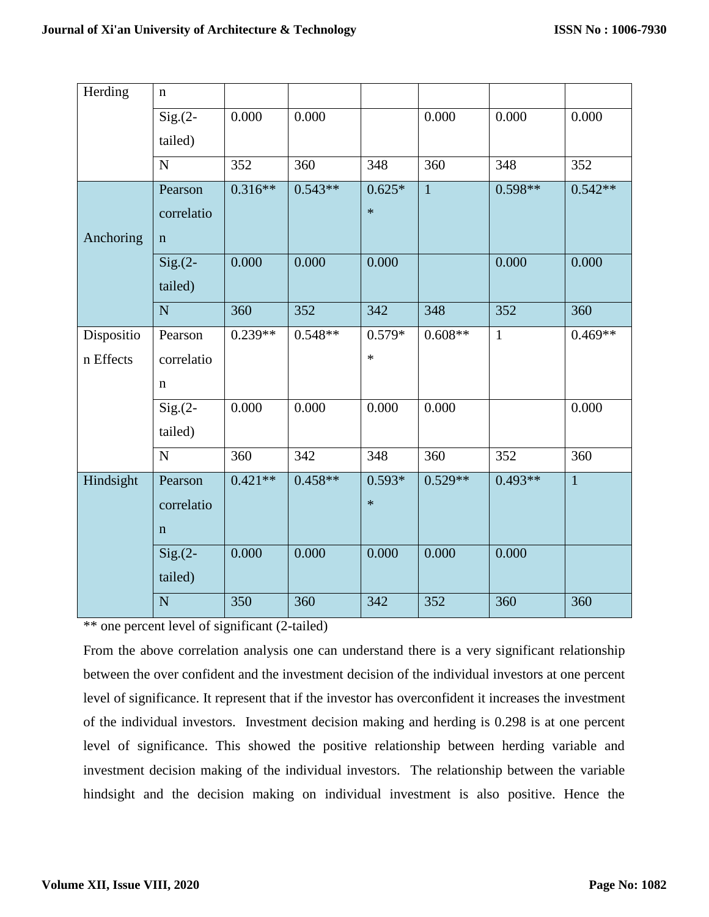| Herding | n | | | | | | |
|---|---|---|---|---|---|---|---|
| | Sig.(2-tailed) | 0.000 | 0.000 | | 0.000 | 0.000 | 0.000 |
| | N | 352 | 360 | 348 | 360 | 348 | 352 |
| Anchoring | Pearson correlation | 0.316** | 0.543** | 0.625** | 1 | 0.598** | 0.542** |
| | Sig.(2-tailed) | 0.000 | 0.000 | 0.000 | | 0.000 | 0.000 |
| | N | 360 | 352 | 342 | 348 | 352 | 360 |
| Disposition Effects | Pearson correlation | 0.239** | 0.548** | 0.579** | 0.608** | 1 | 0.469** |
| | Sig.(2-tailed) | 0.000 | 0.000 | 0.000 | 0.000 | | 0.000 |
| | N | 360 | 342 | 348 | 360 | 352 | 360 |
| Hindsight | Pearson correlation | 0.421** | 0.458** | 0.593** | 0.529** | 0.493** | 1 |
| | Sig.(2-tailed) | 0.000 | 0.000 | 0.000 | 0.000 | 0.000 | |
| | N | 350 | 360 | 342 | 352 | 360 | 360 |

** one percent level of significant (2-tailed)

From the above correlation analysis one can understand there is a very significant relationship between the over confident and the investment decision of the individual investors at one percent level of significance. It represent that if the investor has overconfident it increases the investment of the individual investors. Investment decision making and herding is 0.298 is at one percent level of significance. This showed the positive relationship between herding variable and investment decision making of the individual investors. The relationship between the variable hindsight and the decision making on individual investment is also positive. Hence the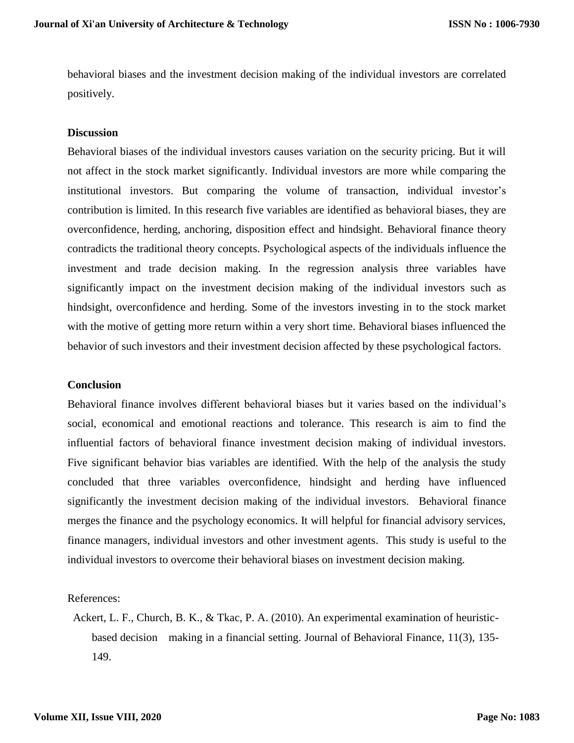behavioral biases and the investment decision making of the individual investors are correlated positively.

**Discussion**

Behavioral biases of the individual investors causes variation on the security pricing. But it will not affect in the stock market significantly. Individual investors are more while comparing the institutional investors. But comparing the volume of transaction, individual investor's contribution is limited. In this research five variables are identified as behavioral biases, they are overconfidence, herding, anchoring, disposition effect and hindsight. Behavioral finance theory contradicts the traditional theory concepts. Psychological aspects of the individuals influence the investment and trade decision making. In the regression analysis three variables have significantly impact on the investment decision making of the individual investors such as hindsight, overconfidence and herding. Some of the investors investing in to the stock market with the motive of getting more return within a very short time. Behavioral biases influenced the behavior of such investors and their investment decision affected by these psychological factors.

**Conclusion**

Behavioral finance involves different behavioral biases but it varies based on the individual's social, economical and emotional reactions and tolerance. This research is aim to find the influential factors of behavioral finance investment decision making of individual investors. Five significant behavior bias variables are identified. With the help of the analysis the study concluded that three variables overconfidence, hindsight and herding have influenced significantly the investment decision making of the individual investors. Behavioral finance merges the finance and the psychology economics. It will helpful for financial advisory services, finance managers, individual investors and other investment agents. This study is useful to the individual investors to overcome their behavioral biases on investment decision making.

References:

Ackert, L. F., Church, B. K., & Tkac, P. A. (2010). An experimental examination of heuristic-based decision making in a financial setting. Journal of Behavioral Finance, 11(3), 135-149.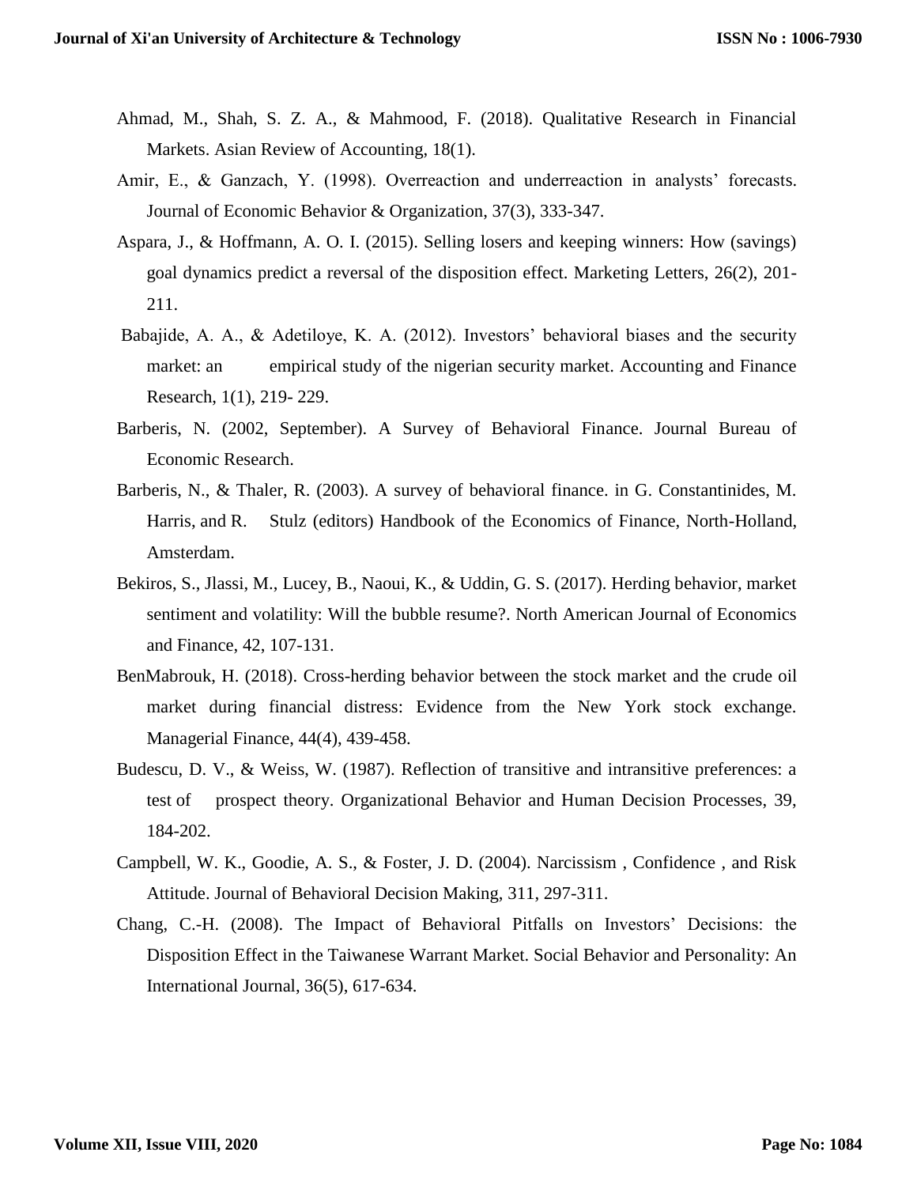Ahmad, M., Shah, S. Z. A., & Mahmood, F. (2018). Qualitative Research in Financial Markets. Asian Review of Accounting, 18(1).

Amir, E., & Ganzach, Y. (1998). Overreaction and underreaction in analysts' forecasts. Journal of Economic Behavior & Organization, 37(3), 333-347.

Aspara, J., & Hoffmann, A. O. I. (2015). Selling losers and keeping winners: How (savings) goal dynamics predict a reversal of the disposition effect. Marketing Letters, 26(2), 201-211.

Babajide, A. A., & Adetiloye, K. A. (2012). Investors' behavioral biases and the security market: an empirical study of the nigerian security market. Accounting and Finance Research, 1(1), 219- 229.

Barberis, N. (2002, September). A Survey of Behavioral Finance. Journal Bureau of Economic Research.

Barberis, N., & Thaler, R. (2003). A survey of behavioral finance. in G. Constantinides, M. Harris, and R. Stulz (editors) Handbook of the Economics of Finance, North-Holland, Amsterdam.

Bekiros, S., Jlassi, M., Lucey, B., Naoui, K., & Uddin, G. S. (2017). Herding behavior, market sentiment and volatility: Will the bubble resume?. North American Journal of Economics and Finance, 42, 107-131.

BenMabrouk, H. (2018). Cross-herding behavior between the stock market and the crude oil market during financial distress: Evidence from the New York stock exchange. Managerial Finance, 44(4), 439-458.

Budescu, D. V., & Weiss, W. (1987). Reflection of transitive and intransitive preferences: a test of prospect theory. Organizational Behavior and Human Decision Processes, 39, 184-202.

Campbell, W. K., Goodie, A. S., & Foster, J. D. (2004). Narcissism , Confidence , and Risk Attitude. Journal of Behavioral Decision Making, 311, 297-311.

Chang, C.-H. (2008). The Impact of Behavioral Pitfalls on Investors' Decisions: the Disposition Effect in the Taiwanese Warrant Market. Social Behavior and Personality: An International Journal, 36(5), 617-634.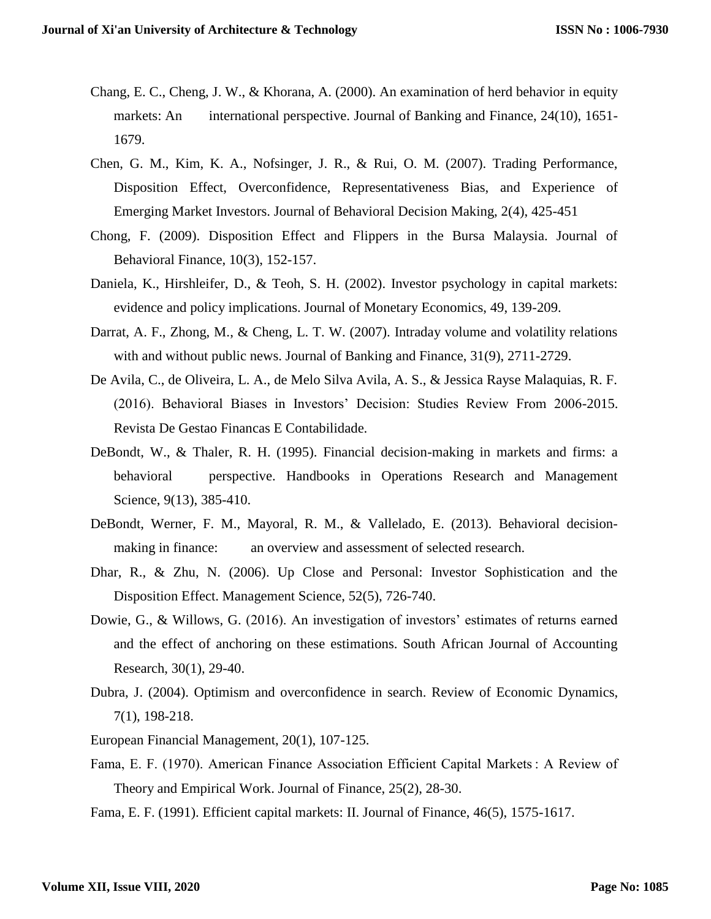Chang, E. C., Cheng, J. W., & Khorana, A. (2000). An examination of herd behavior in equity markets: An international perspective. Journal of Banking and Finance, 24(10), 1651-1679.

Chen, G. M., Kim, K. A., Nofsinger, J. R., & Rui, O. M. (2007). Trading Performance, Disposition Effect, Overconfidence, Representativeness Bias, and Experience of Emerging Market Investors. Journal of Behavioral Decision Making, 2(4), 425-451

Chong, F. (2009). Disposition Effect and Flippers in the Bursa Malaysia. Journal of Behavioral Finance, 10(3), 152-157.

Daniela, K., Hirshleifer, D., & Teoh, S. H. (2002). Investor psychology in capital markets: evidence and policy implications. Journal of Monetary Economics, 49, 139-209.

Darrat, A. F., Zhong, M., & Cheng, L. T. W. (2007). Intraday volume and volatility relations with and without public news. Journal of Banking and Finance, 31(9), 2711-2729.

De Avila, C., de Oliveira, L. A., de Melo Silva Avila, A. S., & Jessica Rayse Malaquias, R. F. (2016). Behavioral Biases in Investors' Decision: Studies Review From 2006-2015. Revista De Gestao Financas E Contabilidade.

DeBondt, W., & Thaler, R. H. (1995). Financial decision-making in markets and firms: a behavioral perspective. Handbooks in Operations Research and Management Science, 9(13), 385-410.

DeBondt, Werner, F. M., Mayoral, R. M., & Vallelado, E. (2013). Behavioral decision-making in finance: an overview and assessment of selected research.

Dhar, R., & Zhu, N. (2006). Up Close and Personal: Investor Sophistication and the Disposition Effect. Management Science, 52(5), 726-740.

Dowie, G., & Willows, G. (2016). An investigation of investors' estimates of returns earned and the effect of anchoring on these estimations. South African Journal of Accounting Research, 30(1), 29-40.

Dubra, J. (2004). Optimism and overconfidence in search. Review of Economic Dynamics, 7(1), 198-218.

European Financial Management, 20(1), 107-125.

Fama, E. F. (1970). American Finance Association Efficient Capital Markets : A Review of Theory and Empirical Work. Journal of Finance, 25(2), 28-30.

Fama, E. F. (1991). Efficient capital markets: II. Journal of Finance, 46(5), 1575-1617.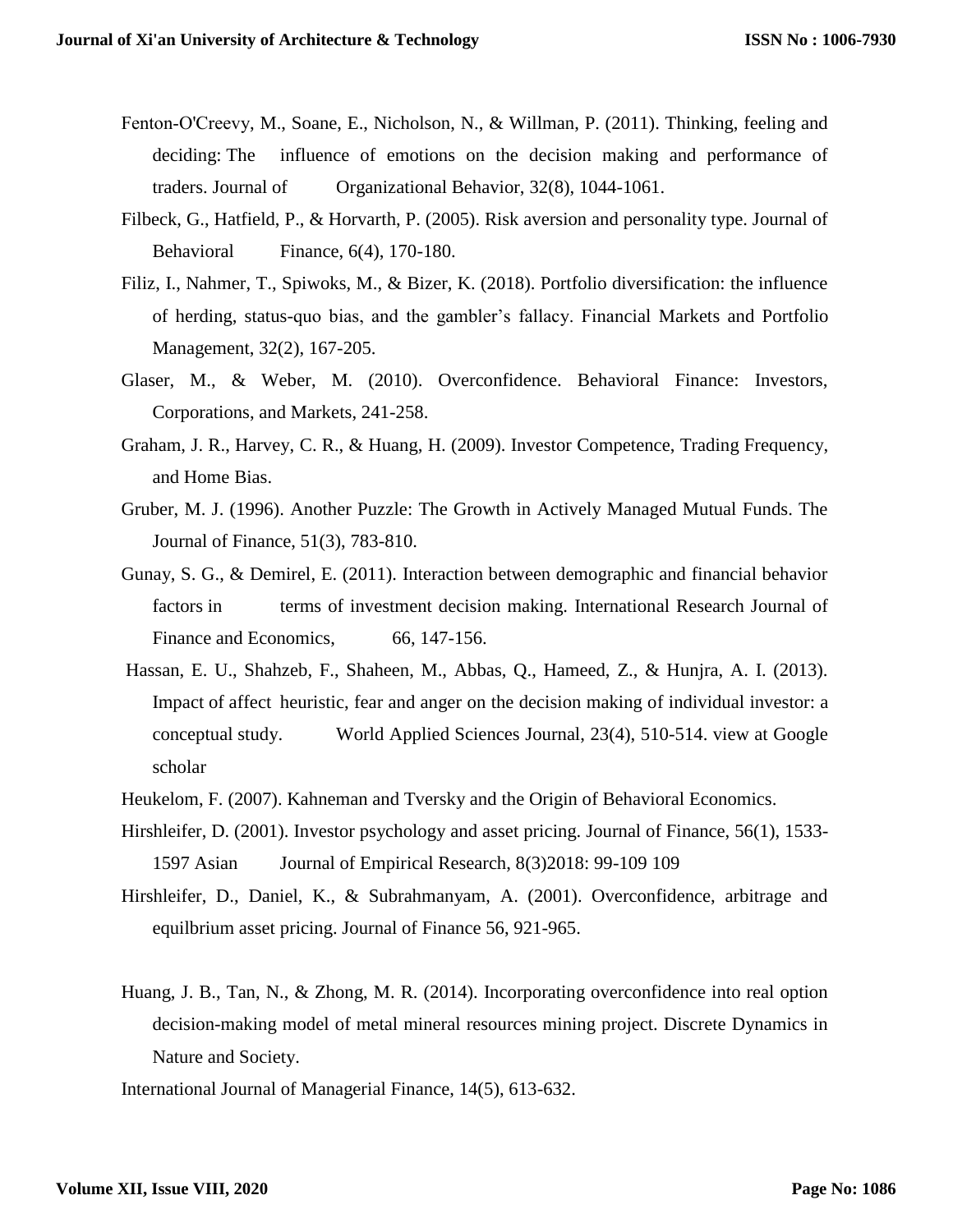Fenton-O'Creevy, M., Soane, E., Nicholson, N., & Willman, P. (2011). Thinking, feeling and deciding: The influence of emotions on the decision making and performance of traders. Journal of Organizational Behavior, 32(8), 1044-1061.

Filbeck, G., Hatfield, P., & Horvarth, P. (2005). Risk aversion and personality type. Journal of Behavioral Finance, 6(4), 170-180.

Filiz, I., Nahmer, T., Spiwoks, M., & Bizer, K. (2018). Portfolio diversification: the influence of herding, status-quo bias, and the gambler's fallacy. Financial Markets and Portfolio Management, 32(2), 167-205.

Glaser, M., & Weber, M. (2010). Overconfidence. Behavioral Finance: Investors, Corporations, and Markets, 241-258.

Graham, J. R., Harvey, C. R., & Huang, H. (2009). Investor Competence, Trading Frequency, and Home Bias.

Gruber, M. J. (1996). Another Puzzle: The Growth in Actively Managed Mutual Funds. The Journal of Finance, 51(3), 783-810.

Gunay, S. G., & Demirel, E. (2011). Interaction between demographic and financial behavior factors in terms of investment decision making. International Research Journal of Finance and Economics, 66, 147-156.

Hassan, E. U., Shahzeb, F., Shaheen, M., Abbas, Q., Hameed, Z., & Hunjra, A. I. (2013). Impact of affect heuristic, fear and anger on the decision making of individual investor: a conceptual study. World Applied Sciences Journal, 23(4), 510-514. view at Google scholar

Heukelom, F. (2007). Kahneman and Tversky and the Origin of Behavioral Economics.

Hirshleifer, D. (2001). Investor psychology and asset pricing. Journal of Finance, 56(1), 1533-1597 Asian Journal of Empirical Research, 8(3)2018: 99-109 109

Hirshleifer, D., Daniel, K., & Subrahmanyam, A. (2001). Overconfidence, arbitrage and equilbrium asset pricing. Journal of Finance 56, 921-965.

Huang, J. B., Tan, N., & Zhong, M. R. (2014). Incorporating overconfidence into real option decision-making model of metal mineral resources mining project. Discrete Dynamics in Nature and Society.

International Journal of Managerial Finance, 14(5), 613-632.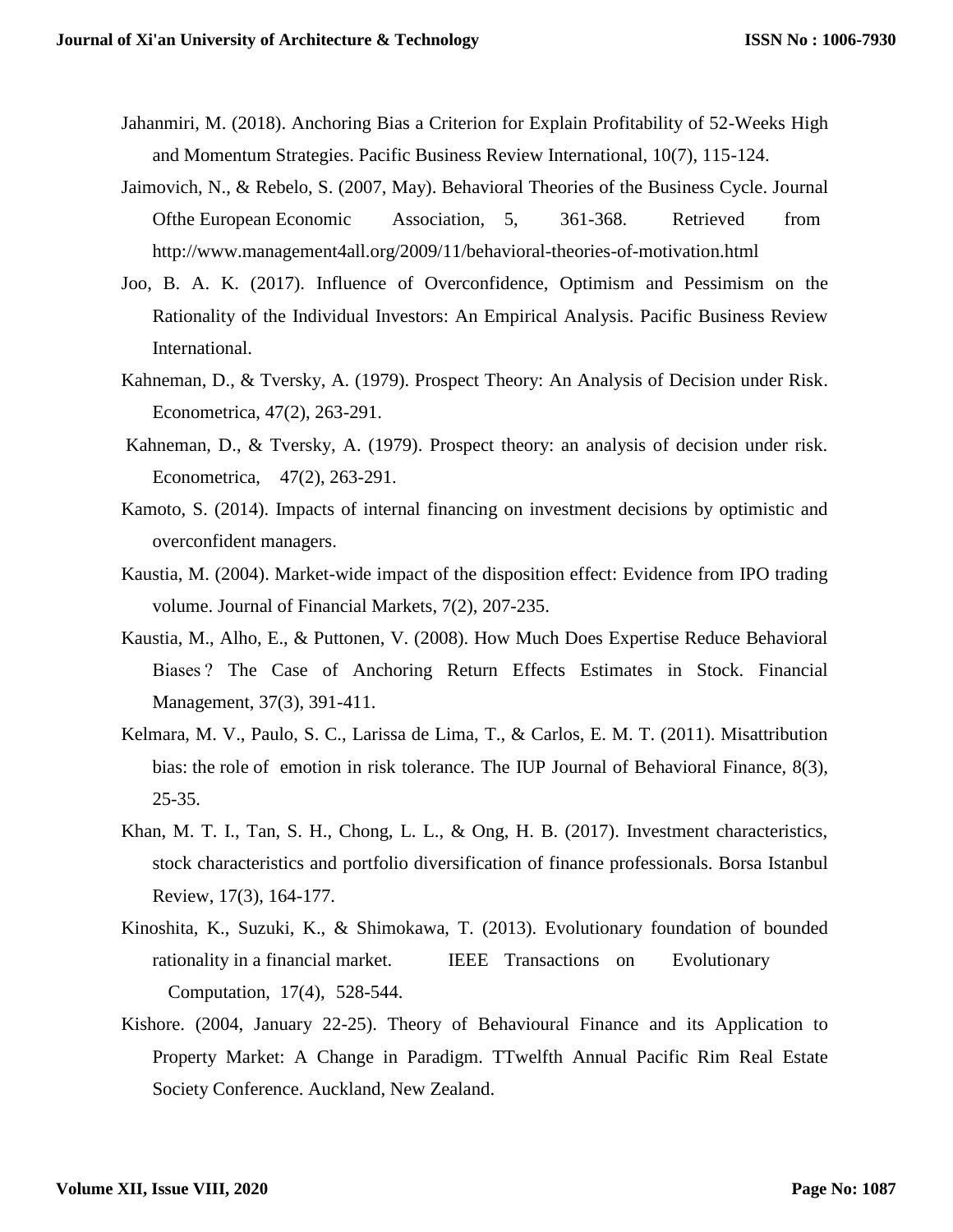Jahanmiri, M. (2018). Anchoring Bias a Criterion for Explain Profitability of 52-Weeks High and Momentum Strategies. Pacific Business Review International, 10(7), 115-124.

Jaimovich, N., & Rebelo, S. (2007, May). Behavioral Theories of the Business Cycle. Journal Ofthe European Economic Association, 5, 361-368. Retrieved from http://www.management4all.org/2009/11/behavioral-theories-of-motivation.html

Joo, B. A. K. (2017). Influence of Overconfidence, Optimism and Pessimism on the Rationality of the Individual Investors: An Empirical Analysis. Pacific Business Review International.

Kahneman, D., & Tversky, A. (1979). Prospect Theory: An Analysis of Decision under Risk. Econometrica, 47(2), 263-291.

Kahneman, D., & Tversky, A. (1979). Prospect theory: an analysis of decision under risk. Econometrica, 47(2), 263-291.

Kamoto, S. (2014). Impacts of internal financing on investment decisions by optimistic and overconfident managers.

Kaustia, M. (2004). Market-wide impact of the disposition effect: Evidence from IPO trading volume. Journal of Financial Markets, 7(2), 207-235.

Kaustia, M., Alho, E., & Puttonen, V. (2008). How Much Does Expertise Reduce Behavioral Biases ? The Case of Anchoring Return Effects Estimates in Stock. Financial Management, 37(3), 391-411.

Kelmara, M. V., Paulo, S. C., Larissa de Lima, T., & Carlos, E. M. T. (2011). Misattribution bias: the role of emotion in risk tolerance. The IUP Journal of Behavioral Finance, 8(3), 25-35.

Khan, M. T. I., Tan, S. H., Chong, L. L., & Ong, H. B. (2017). Investment characteristics, stock characteristics and portfolio diversification of finance professionals. Borsa Istanbul Review, 17(3), 164-177.

Kinoshita, K., Suzuki, K., & Shimokawa, T. (2013). Evolutionary foundation of bounded rationality in a financial market. IEEE Transactions on Evolutionary Computation, 17(4), 528-544.

Kishore. (2004, January 22-25). Theory of Behavioural Finance and its Application to Property Market: A Change in Paradigm. TTwelfth Annual Pacific Rim Real Estate Society Conference. Auckland, New Zealand.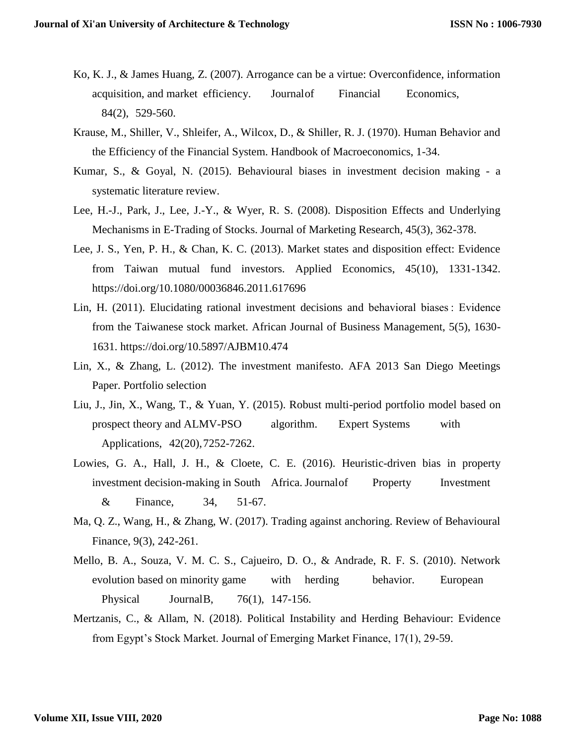Ko, K. J., & James Huang, Z. (2007). Arrogance can be a virtue: Overconfidence, information acquisition, and market efficiency. Journalof Financial Economics, 84(2), 529-560.

Krause, M., Shiller, V., Shleifer, A., Wilcox, D., & Shiller, R. J. (1970). Human Behavior and the Efficiency of the Financial System. Handbook of Macroeconomics, 1-34.

Kumar, S., & Goyal, N. (2015). Behavioural biases in investment decision making - a systematic literature review.

Lee, H.-J., Park, J., Lee, J.-Y., & Wyer, R. S. (2008). Disposition Effects and Underlying Mechanisms in E-Trading of Stocks. Journal of Marketing Research, 45(3), 362-378.

Lee, J. S., Yen, P. H., & Chan, K. C. (2013). Market states and disposition effect: Evidence from Taiwan mutual fund investors. Applied Economics, 45(10), 1331-1342. https://doi.org/10.1080/00036846.2011.617696

Lin, H. (2011). Elucidating rational investment decisions and behavioral biases : Evidence from the Taiwanese stock market. African Journal of Business Management, 5(5), 1630-1631. https://doi.org/10.5897/AJBM10.474

Lin, X., & Zhang, L. (2012). The investment manifesto. AFA 2013 San Diego Meetings Paper. Portfolio selection

Liu, J., Jin, X., Wang, T., & Yuan, Y. (2015). Robust multi-period portfolio model based on prospect theory and ALMV-PSO algorithm. Expert Systems with Applications, 42(20),7252-7262.

Lowies, G. A., Hall, J. H., & Cloete, C. E. (2016). Heuristic-driven bias in property investment decision-making in South Africa. Journalof Property Investment & Finance, 34, 51-67.

Ma, Q. Z., Wang, H., & Zhang, W. (2017). Trading against anchoring. Review of Behavioural Finance, 9(3), 242-261.

Mello, B. A., Souza, V. M. C. S., Cajueiro, D. O., & Andrade, R. F. S. (2010). Network evolution based on minority game with herding behavior. European Physical JournalB, 76(1), 147-156.

Mertzanis, C., & Allam, N. (2018). Political Instability and Herding Behaviour: Evidence from Egypt's Stock Market. Journal of Emerging Market Finance, 17(1), 29-59.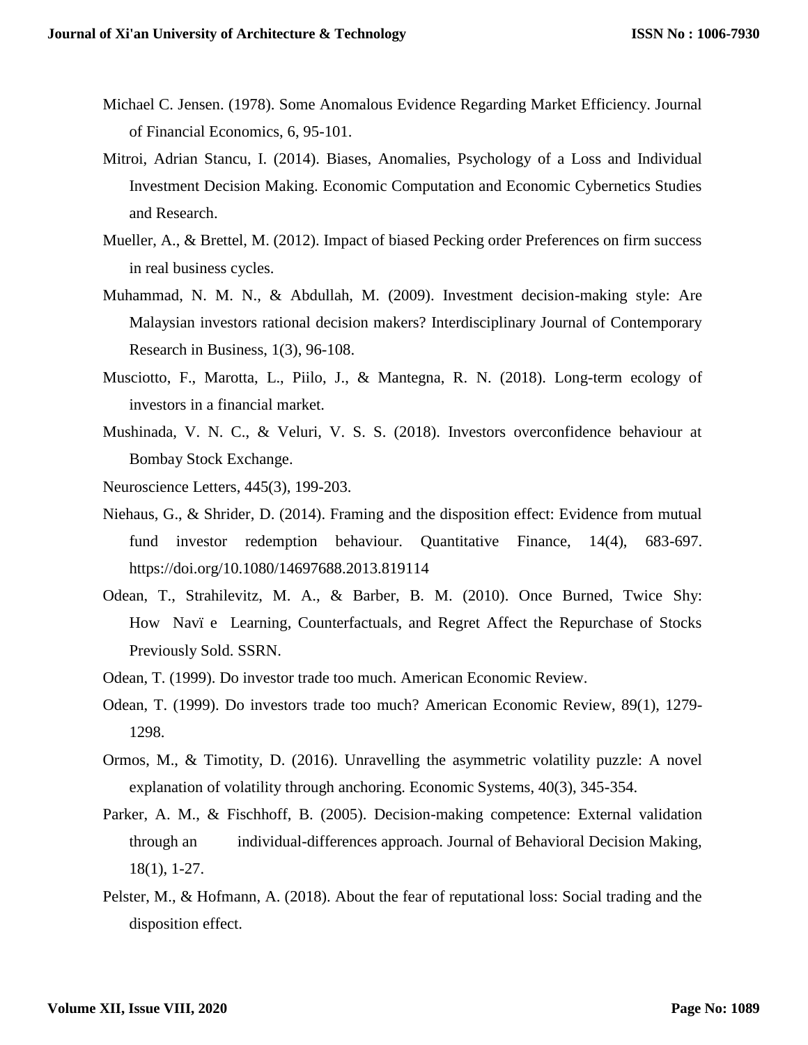Michael C. Jensen. (1978). Some Anomalous Evidence Regarding Market Efficiency. Journal of Financial Economics, 6, 95-101.

Mitroi, Adrian Stancu, I. (2014). Biases, Anomalies, Psychology of a Loss and Individual Investment Decision Making. Economic Computation and Economic Cybernetics Studies and Research.

Mueller, A., & Brettel, M. (2012). Impact of biased Pecking order Preferences on firm success in real business cycles.

Muhammad, N. M. N., & Abdullah, M. (2009). Investment decision-making style: Are Malaysian investors rational decision makers? Interdisciplinary Journal of Contemporary Research in Business, 1(3), 96-108.

Musciotto, F., Marotta, L., Piilo, J., & Mantegna, R. N. (2018). Long-term ecology of investors in a financial market.

Mushinada, V. N. C., & Veluri, V. S. S. (2018). Investors overconfidence behaviour at Bombay Stock Exchange.

Neuroscience Letters, 445(3), 199-203.

Niehaus, G., & Shrider, D. (2014). Framing and the disposition effect: Evidence from mutual fund investor redemption behaviour. Quantitative Finance, 14(4), 683-697. https://doi.org/10.1080/14697688.2013.819114

Odean, T., Strahilevitz, M. A., & Barber, B. M. (2010). Once Burned, Twice Shy: How Navï e Learning, Counterfactuals, and Regret Affect the Repurchase of Stocks Previously Sold. SSRN.

Odean, T. (1999). Do investor trade too much. American Economic Review.

Odean, T. (1999). Do investors trade too much? American Economic Review, 89(1), 1279-1298.

Ormos, M., & Timotity, D. (2016). Unravelling the asymmetric volatility puzzle: A novel explanation of volatility through anchoring. Economic Systems, 40(3), 345-354.

Parker, A. M., & Fischhoff, B. (2005). Decision-making competence: External validation through an individual-differences approach. Journal of Behavioral Decision Making, 18(1), 1-27.

Pelster, M., & Hofmann, A. (2018). About the fear of reputational loss: Social trading and the disposition effect.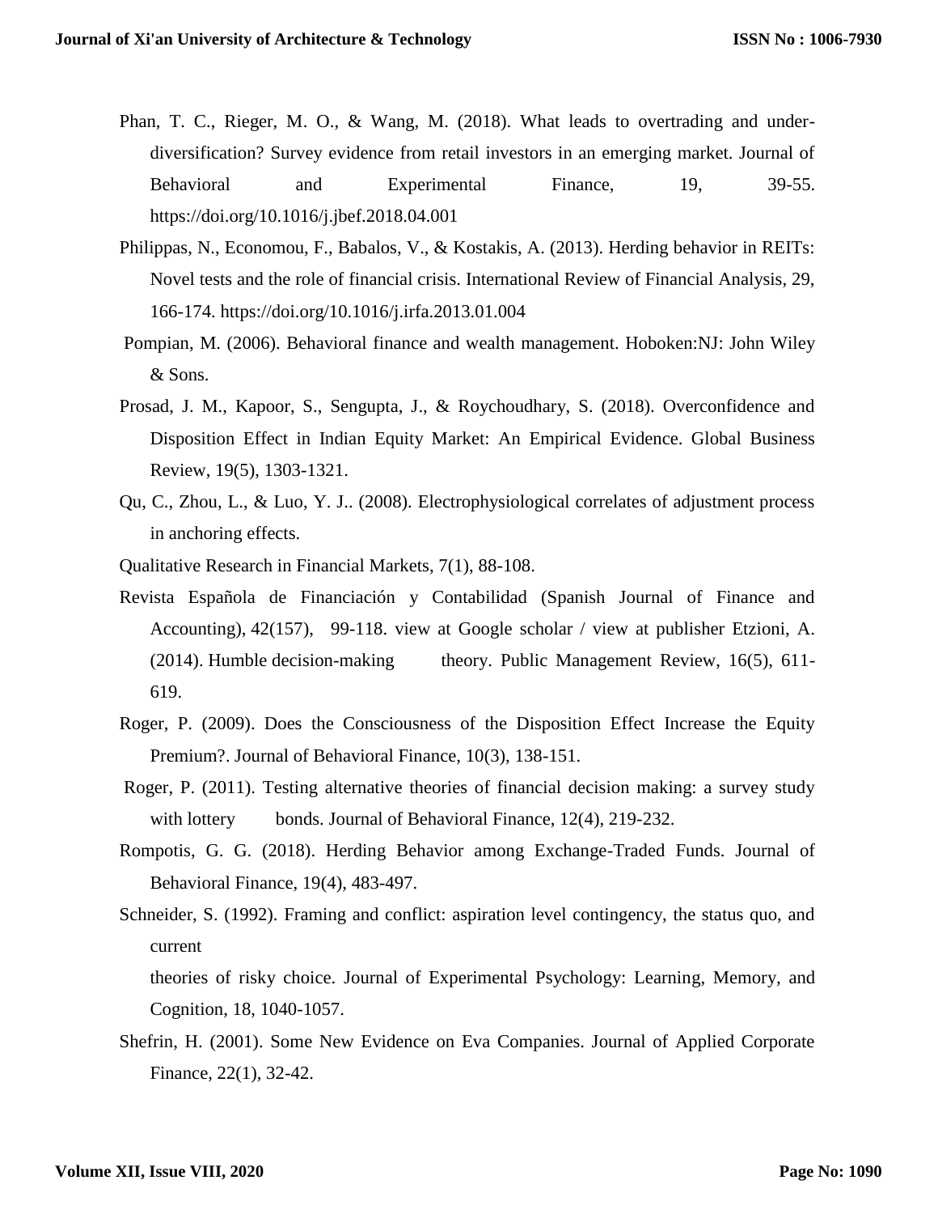Phan, T. C., Rieger, M. O., & Wang, M. (2018). What leads to overtrading and under-diversification? Survey evidence from retail investors in an emerging market. Journal of Behavioral and Experimental Finance, 19, 39-55. https://doi.org/10.1016/j.jbef.2018.04.001

Philippas, N., Economou, F., Babalos, V., & Kostakis, A. (2013). Herding behavior in REITs: Novel tests and the role of financial crisis. International Review of Financial Analysis, 29, 166-174. https://doi.org/10.1016/j.irfa.2013.01.004

Pompian, M. (2006). Behavioral finance and wealth management. Hoboken:NJ: John Wiley & Sons.

Prosad, J. M., Kapoor, S., Sengupta, J., & Roychoudhary, S. (2018). Overconfidence and Disposition Effect in Indian Equity Market: An Empirical Evidence. Global Business Review, 19(5), 1303-1321.

Qu, C., Zhou, L., & Luo, Y. J.. (2008). Electrophysiological correlates of adjustment process in anchoring effects.

Qualitative Research in Financial Markets, 7(1), 88-108.

Revista Española de Financiación y Contabilidad (Spanish Journal of Finance and Accounting), 42(157), 99-118. view at Google scholar / view at publisher Etzioni, A. (2014). Humble decision-making theory. Public Management Review, 16(5), 611-619.

Roger, P. (2009). Does the Consciousness of the Disposition Effect Increase the Equity Premium?. Journal of Behavioral Finance, 10(3), 138-151.

Roger, P. (2011). Testing alternative theories of financial decision making: a survey study with lottery bonds. Journal of Behavioral Finance, 12(4), 219-232.

Rompotis, G. G. (2018). Herding Behavior among Exchange-Traded Funds. Journal of Behavioral Finance, 19(4), 483-497.

Schneider, S. (1992). Framing and conflict: aspiration level contingency, the status quo, and current

theories of risky choice. Journal of Experimental Psychology: Learning, Memory, and Cognition, 18, 1040-1057.

Shefrin, H. (2001). Some New Evidence on Eva Companies. Journal of Applied Corporate Finance, 22(1), 32-42.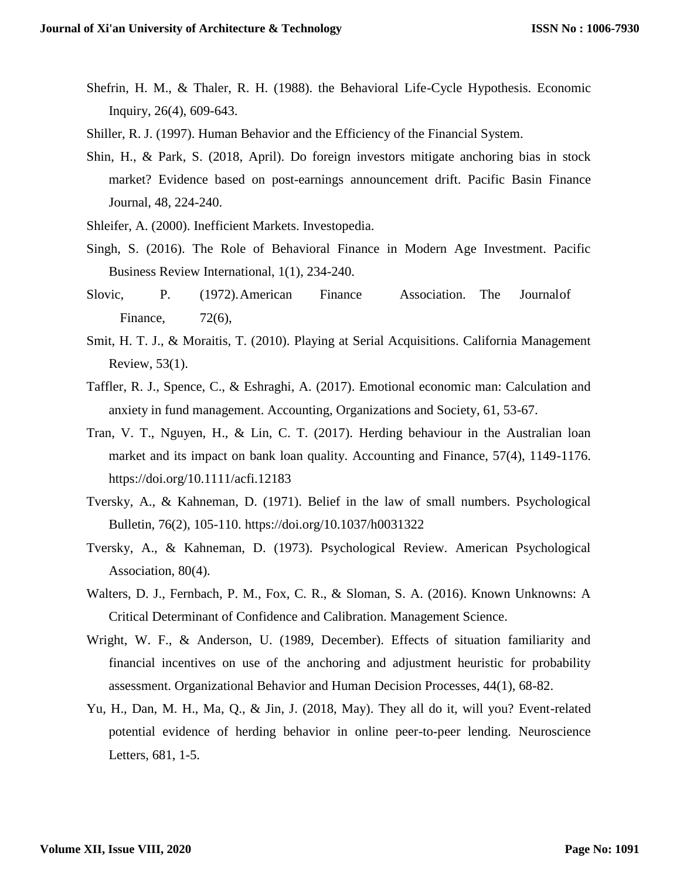Shefrin, H. M., & Thaler, R. H. (1988). the Behavioral Life-Cycle Hypothesis. Economic Inquiry, 26(4), 609-643.

Shiller, R. J. (1997). Human Behavior and the Efficiency of the Financial System.

Shin, H., & Park, S. (2018, April). Do foreign investors mitigate anchoring bias in stock market? Evidence based on post-earnings announcement drift. Pacific Basin Finance Journal, 48, 224-240.

Shleifer, A. (2000). Inefficient Markets. Investopedia.

Singh, S. (2016). The Role of Behavioral Finance in Modern Age Investment. Pacific Business Review International, 1(1), 234-240.

Slovic, P. (1972). American Finance Association. The Journalof Finance, 72(6),

Smit, H. T. J., & Moraitis, T. (2010). Playing at Serial Acquisitions. California Management Review, 53(1).

Taffler, R. J., Spence, C., & Eshraghi, A. (2017). Emotional economic man: Calculation and anxiety in fund management. Accounting, Organizations and Society, 61, 53-67.

Tran, V. T., Nguyen, H., & Lin, C. T. (2017). Herding behaviour in the Australian loan market and its impact on bank loan quality. Accounting and Finance, 57(4), 1149-1176. https://doi.org/10.1111/acfi.12183

Tversky, A., & Kahneman, D. (1971). Belief in the law of small numbers. Psychological Bulletin, 76(2), 105-110. https://doi.org/10.1037/h0031322

Tversky, A., & Kahneman, D. (1973). Psychological Review. American Psychological Association, 80(4).

Walters, D. J., Fernbach, P. M., Fox, C. R., & Sloman, S. A. (2016). Known Unknowns: A Critical Determinant of Confidence and Calibration. Management Science.

Wright, W. F., & Anderson, U. (1989, December). Effects of situation familiarity and financial incentives on use of the anchoring and adjustment heuristic for probability assessment. Organizational Behavior and Human Decision Processes, 44(1), 68-82.

Yu, H., Dan, M. H., Ma, Q., & Jin, J. (2018, May). They all do it, will you? Event-related potential evidence of herding behavior in online peer-to-peer lending. Neuroscience Letters, 681, 1-5.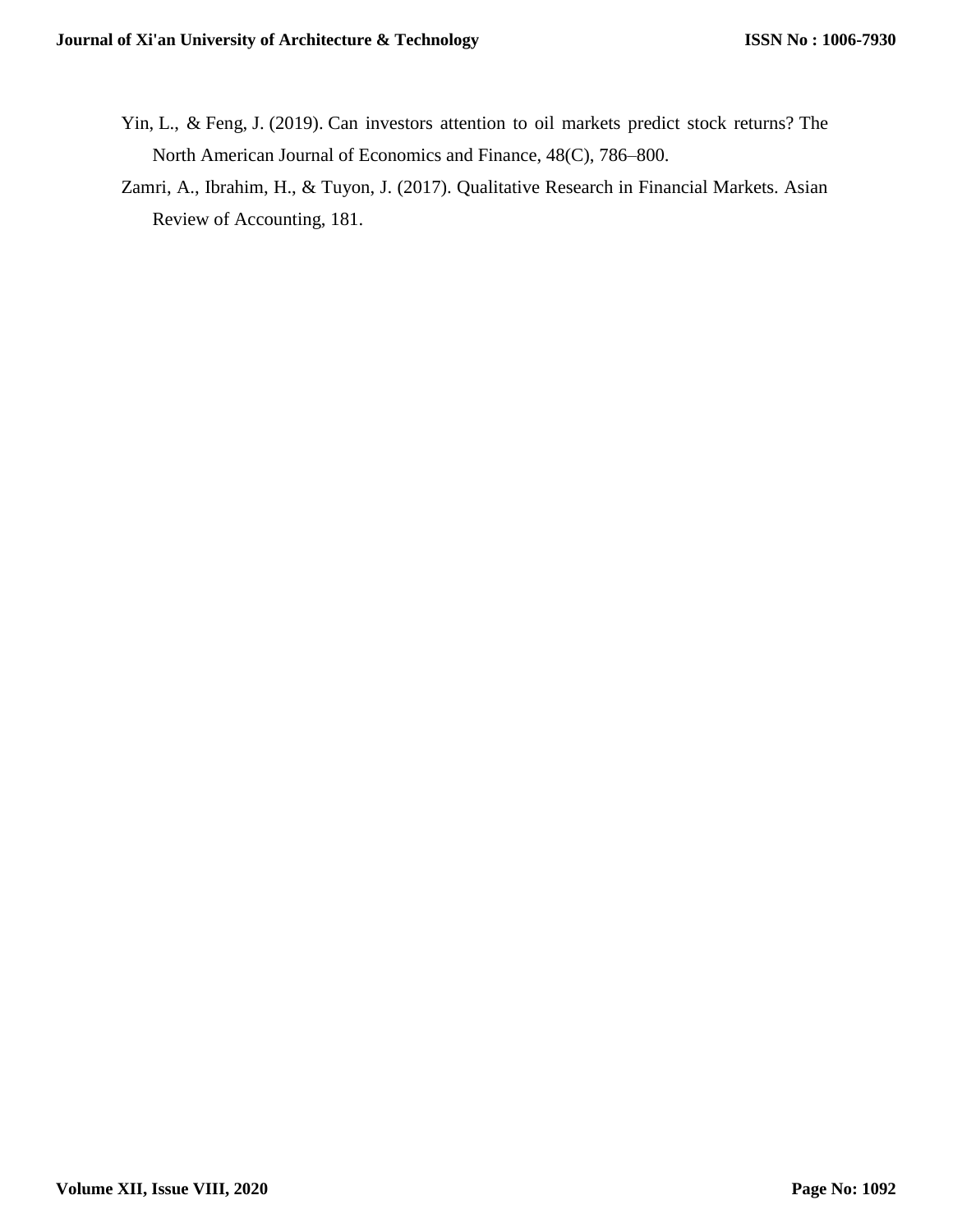Yin, L., & Feng, J. (2019). Can investors attention to oil markets predict stock returns? The North American Journal of Economics and Finance, 48(C), 786–800.

Zamri, A., Ibrahim, H., & Tuyon, J. (2017). Qualitative Research in Financial Markets. Asian Review of Accounting, 181.